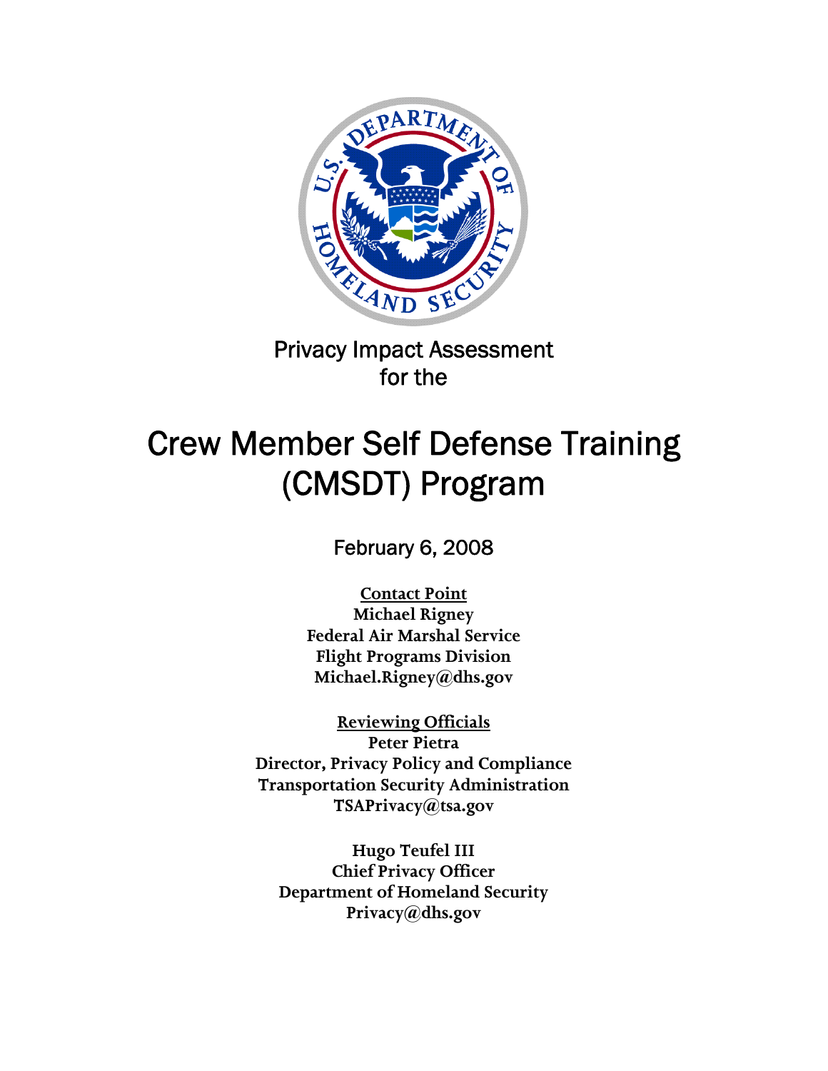Privacy Impact Assessment
for the

# Crew Member Self Defense Training (CMSDT) Program

February 6, 2008

**Contact Point**
**Michael Rigney**
**Federal Air Marshal Service**
**Flight Programs Division**
**Michael.Rigney@dhs.gov**

**Reviewing Officials**
**Peter Pietra**
**Director, Privacy Policy and Compliance**
**Transportation Security Administration**
**TSAPrivacy@tsa.gov**

**Hugo Teufel III**
**Chief Privacy Officer**
**Department of Homeland Security**
**Privacy@dhs.gov**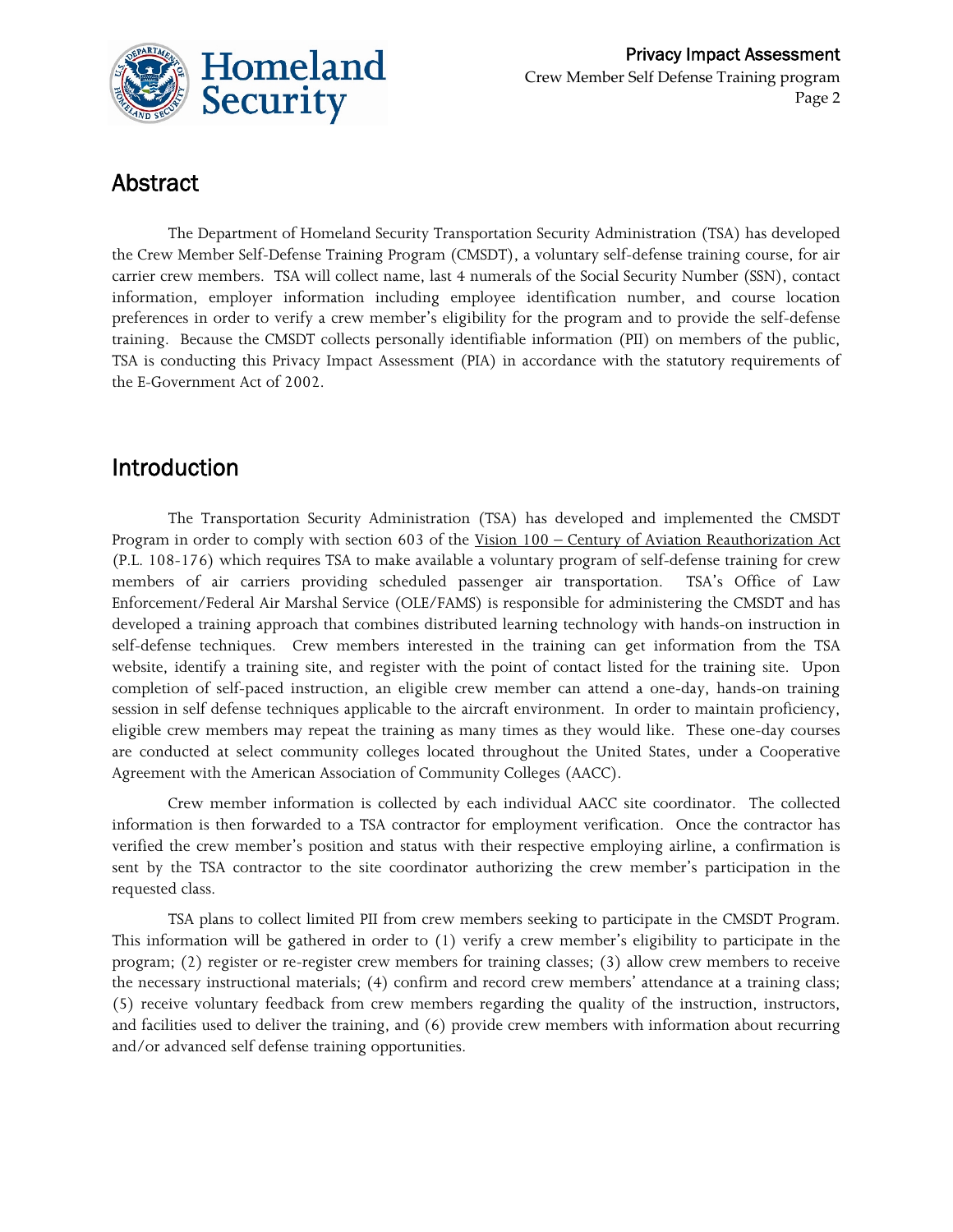## Abstract

The Department of Homeland Security Transportation Security Administration (TSA) has developed the Crew Member Self-Defense Training Program (CMSDT), a voluntary self-defense training course, for air carrier crew members. TSA will collect name, last 4 numerals of the Social Security Number (SSN), contact information, employer information including employee identification number, and course location preferences in order to verify a crew member's eligibility for the program and to provide the self-defense training. Because the CMSDT collects personally identifiable information (PII) on members of the public, TSA is conducting this Privacy Impact Assessment (PIA) in accordance with the statutory requirements of the E-Government Act of 2002.

## Introduction

The Transportation Security Administration (TSA) has developed and implemented the CMSDT Program in order to comply with section 603 of the Vision 100 – Century of Aviation Reauthorization Act (P.L. 108-176) which requires TSA to make available a voluntary program of self-defense training for crew members of air carriers providing scheduled passenger air transportation. TSA's Office of Law Enforcement/Federal Air Marshal Service (OLE/FAMS) is responsible for administering the CMSDT and has developed a training approach that combines distributed learning technology with hands-on instruction in self-defense techniques. Crew members interested in the training can get information from the TSA website, identify a training site, and register with the point of contact listed for the training site. Upon completion of self-paced instruction, an eligible crew member can attend a one-day, hands-on training session in self defense techniques applicable to the aircraft environment. In order to maintain proficiency, eligible crew members may repeat the training as many times as they would like. These one-day courses are conducted at select community colleges located throughout the United States, under a Cooperative Agreement with the American Association of Community Colleges (AACC).

Crew member information is collected by each individual AACC site coordinator. The collected information is then forwarded to a TSA contractor for employment verification. Once the contractor has verified the crew member's position and status with their respective employing airline, a confirmation is sent by the TSA contractor to the site coordinator authorizing the crew member's participation in the requested class.

TSA plans to collect limited PII from crew members seeking to participate in the CMSDT Program. This information will be gathered in order to (1) verify a crew member's eligibility to participate in the program; (2) register or re-register crew members for training classes; (3) allow crew members to receive the necessary instructional materials; (4) confirm and record crew members' attendance at a training class; (5) receive voluntary feedback from crew members regarding the quality of the instruction, instructors, and facilities used to deliver the training, and (6) provide crew members with information about recurring and/or advanced self defense training opportunities.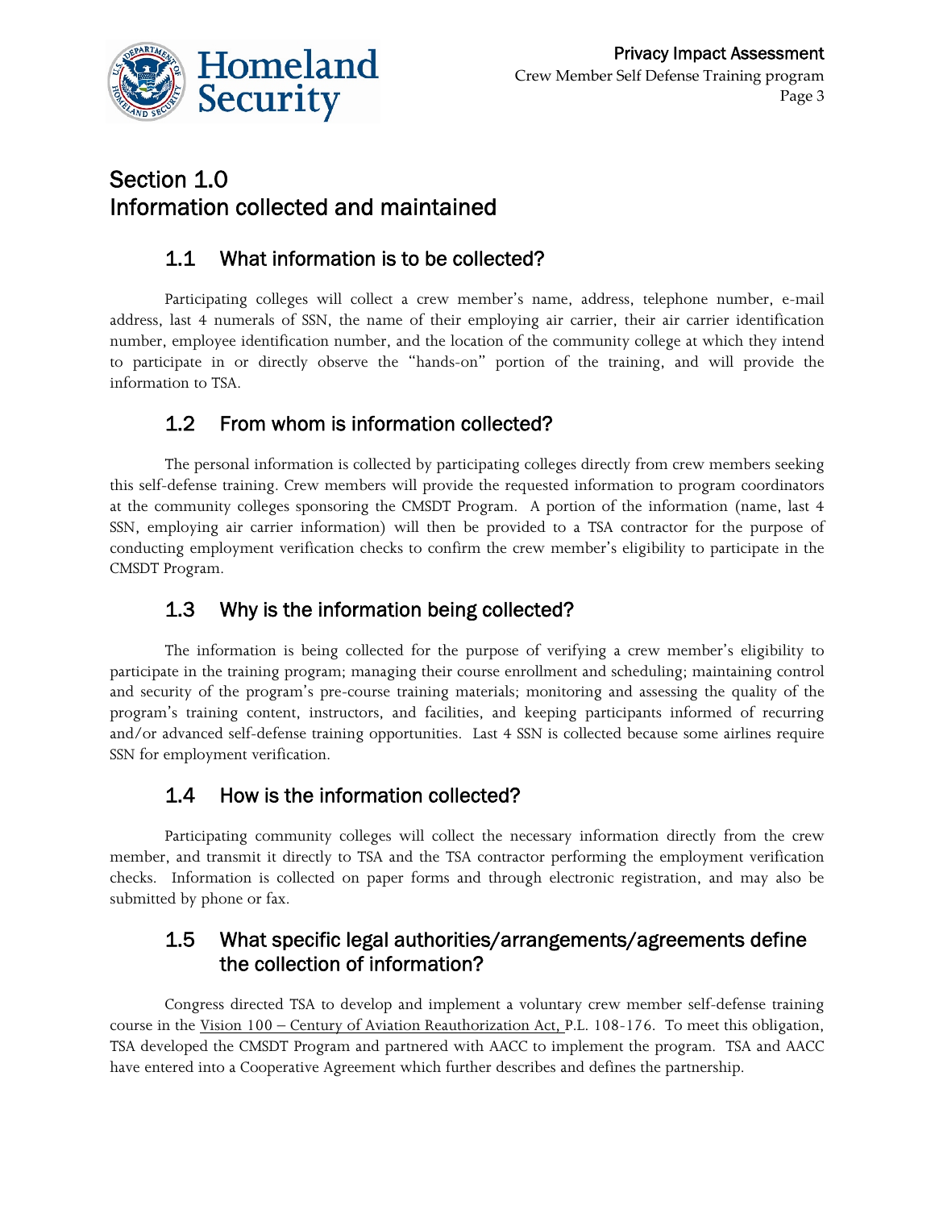# Section 1.0
# Information collected and maintained

## 1.1 What information is to be collected?

Participating colleges will collect a crew member's name, address, telephone number, e-mail address, last 4 numerals of SSN, the name of their employing air carrier, their air carrier identification number, employee identification number, and the location of the community college at which they intend to participate in or directly observe the "hands-on" portion of the training, and will provide the information to TSA.

## 1.2 From whom is information collected?

The personal information is collected by participating colleges directly from crew members seeking this self-defense training. Crew members will provide the requested information to program coordinators at the community colleges sponsoring the CMSDT Program. A portion of the information (name, last 4 SSN, employing air carrier information) will then be provided to a TSA contractor for the purpose of conducting employment verification checks to confirm the crew member's eligibility to participate in the CMSDT Program.

## 1.3 Why is the information being collected?

The information is being collected for the purpose of verifying a crew member's eligibility to participate in the training program; managing their course enrollment and scheduling; maintaining control and security of the program's pre-course training materials; monitoring and assessing the quality of the program's training content, instructors, and facilities, and keeping participants informed of recurring and/or advanced self-defense training opportunities. Last 4 SSN is collected because some airlines require SSN for employment verification.

## 1.4 How is the information collected?

Participating community colleges will collect the necessary information directly from the crew member, and transmit it directly to TSA and the TSA contractor performing the employment verification checks. Information is collected on paper forms and through electronic registration, and may also be submitted by phone or fax.

## 1.5 What specific legal authorities/arrangements/agreements define the collection of information?

Congress directed TSA to develop and implement a voluntary crew member self-defense training course in the Vision 100 – Century of Aviation Reauthorization Act, P.L. 108-176. To meet this obligation, TSA developed the CMSDT Program and partnered with AACC to implement the program. TSA and AACC have entered into a Cooperative Agreement which further describes and defines the partnership.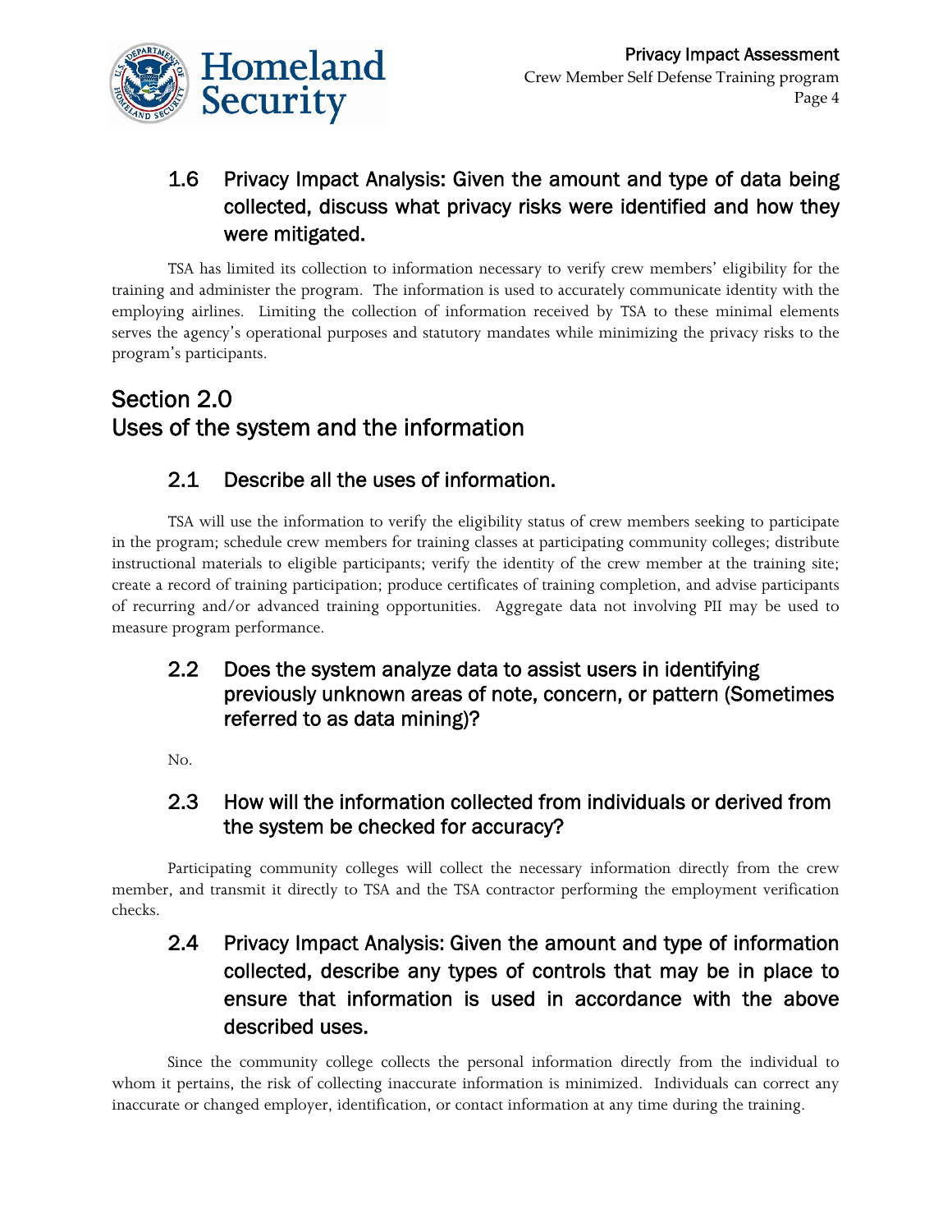### 1.6 Privacy Impact Analysis: Given the amount and type of data being collected, discuss what privacy risks were identified and how they were mitigated.

TSA has limited its collection to information necessary to verify crew members' eligibility for the training and administer the program. The information is used to accurately communicate identity with the employing airlines. Limiting the collection of information received by TSA to these minimal elements serves the agency's operational purposes and statutory mandates while minimizing the privacy risks to the program's participants.

## Section 2.0
## Uses of the system and the information

### 2.1 Describe all the uses of information.

TSA will use the information to verify the eligibility status of crew members seeking to participate in the program; schedule crew members for training classes at participating community colleges; distribute instructional materials to eligible participants; verify the identity of the crew member at the training site; create a record of training participation; produce certificates of training completion, and advise participants of recurring and/or advanced training opportunities. Aggregate data not involving PII may be used to measure program performance.

### 2.2 Does the system analyze data to assist users in identifying previously unknown areas of note, concern, or pattern (Sometimes referred to as data mining)?

No.

### 2.3 How will the information collected from individuals or derived from the system be checked for accuracy?

Participating community colleges will collect the necessary information directly from the crew member, and transmit it directly to TSA and the TSA contractor performing the employment verification checks.

### 2.4 Privacy Impact Analysis: Given the amount and type of information collected, describe any types of controls that may be in place to ensure that information is used in accordance with the above described uses.

Since the community college collects the personal information directly from the individual to whom it pertains, the risk of collecting inaccurate information is minimized. Individuals can correct any inaccurate or changed employer, identification, or contact information at any time during the training.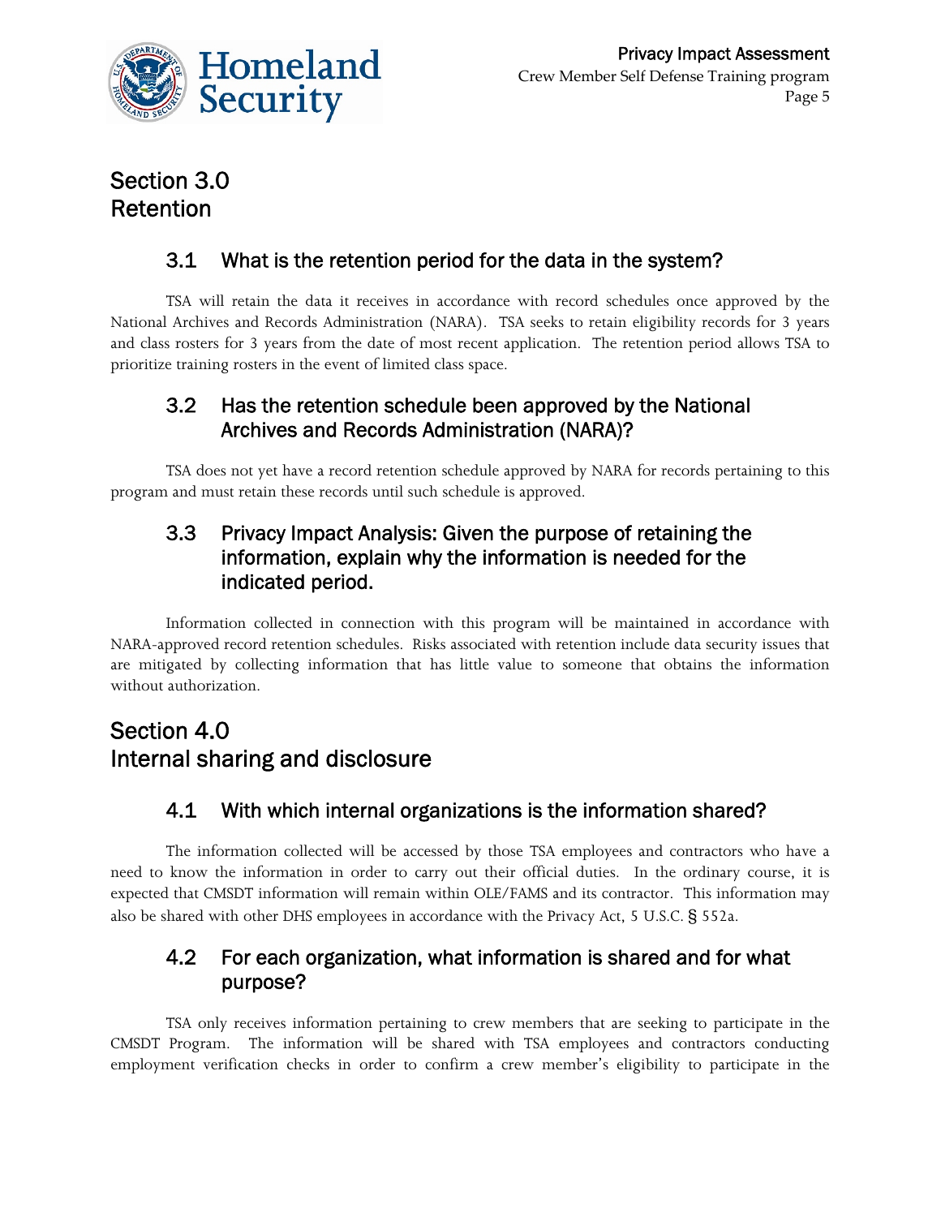## Section 3.0
## Retention

### 3.1 What is the retention period for the data in the system?

TSA will retain the data it receives in accordance with record schedules once approved by the National Archives and Records Administration (NARA). TSA seeks to retain eligibility records for 3 years and class rosters for 3 years from the date of most recent application. The retention period allows TSA to prioritize training rosters in the event of limited class space.

### 3.2 Has the retention schedule been approved by the National Archives and Records Administration (NARA)?

TSA does not yet have a record retention schedule approved by NARA for records pertaining to this program and must retain these records until such schedule is approved.

### 3.3 Privacy Impact Analysis: Given the purpose of retaining the information, explain why the information is needed for the indicated period.

Information collected in connection with this program will be maintained in accordance with NARA-approved record retention schedules. Risks associated with retention include data security issues that are mitigated by collecting information that has little value to someone that obtains the information without authorization.

## Section 4.0
## Internal sharing and disclosure

### 4.1 With which internal organizations is the information shared?

The information collected will be accessed by those TSA employees and contractors who have a need to know the information in order to carry out their official duties. In the ordinary course, it is expected that CMSDT information will remain within OLE/FAMS and its contractor. This information may also be shared with other DHS employees in accordance with the Privacy Act, 5 U.S.C. § 552a.

### 4.2 For each organization, what information is shared and for what purpose?

TSA only receives information pertaining to crew members that are seeking to participate in the CMSDT Program. The information will be shared with TSA employees and contractors conducting employment verification checks in order to confirm a crew member's eligibility to participate in the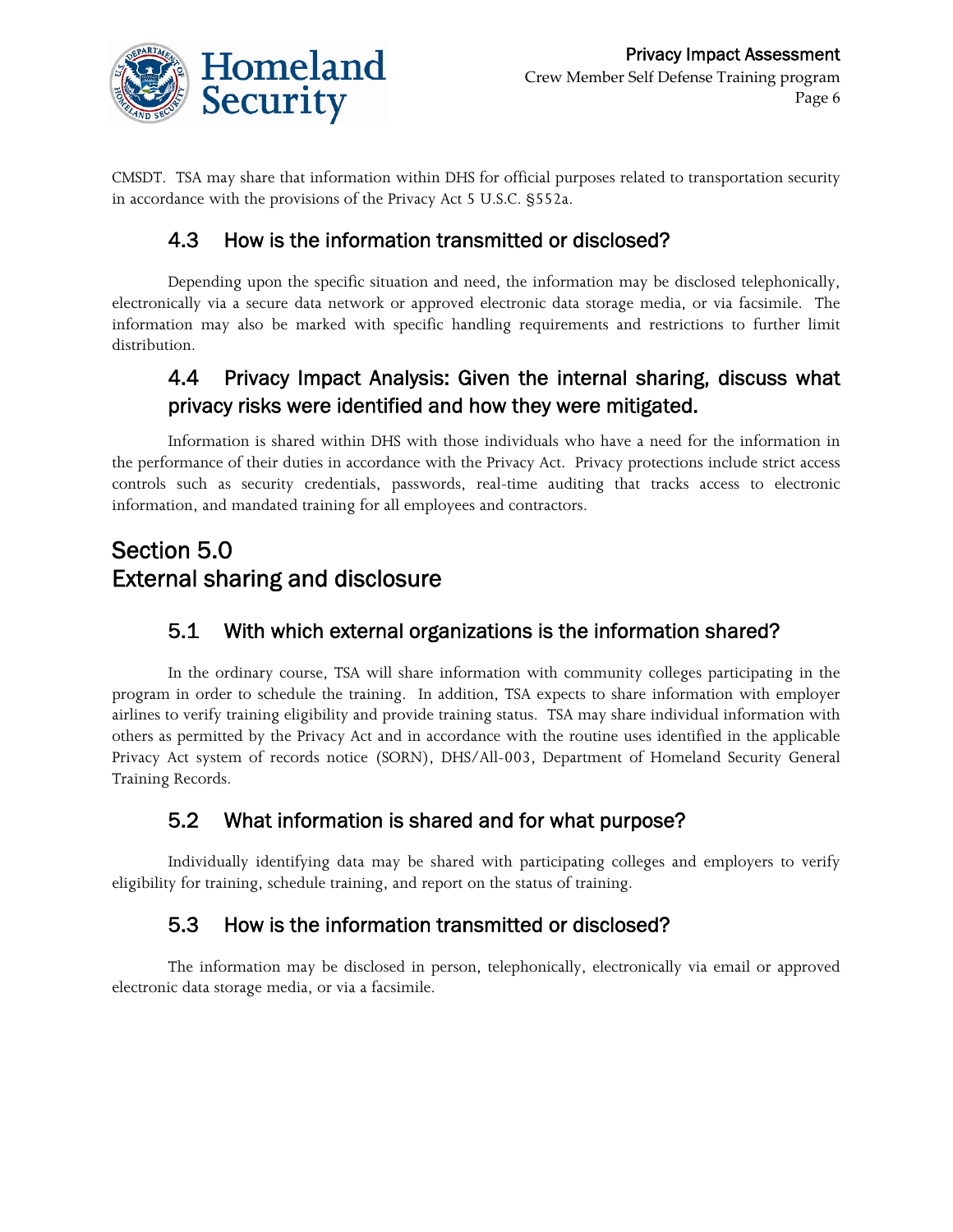CMSDT. TSA may share that information within DHS for official purposes related to transportation security in accordance with the provisions of the Privacy Act 5 U.S.C. §552a.

### 4.3 How is the information transmitted or disclosed?

Depending upon the specific situation and need, the information may be disclosed telephonically, electronically via a secure data network or approved electronic data storage media, or via facsimile. The information may also be marked with specific handling requirements and restrictions to further limit distribution.

### 4.4 Privacy Impact Analysis: Given the internal sharing, discuss what privacy risks were identified and how they were mitigated.

Information is shared within DHS with those individuals who have a need for the information in the performance of their duties in accordance with the Privacy Act. Privacy protections include strict access controls such as security credentials, passwords, real-time auditing that tracks access to electronic information, and mandated training for all employees and contractors.

## Section 5.0
## External sharing and disclosure

### 5.1 With which external organizations is the information shared?

In the ordinary course, TSA will share information with community colleges participating in the program in order to schedule the training. In addition, TSA expects to share information with employer airlines to verify training eligibility and provide training status. TSA may share individual information with others as permitted by the Privacy Act and in accordance with the routine uses identified in the applicable Privacy Act system of records notice (SORN), DHS/All-003, Department of Homeland Security General Training Records.

### 5.2 What information is shared and for what purpose?

Individually identifying data may be shared with participating colleges and employers to verify eligibility for training, schedule training, and report on the status of training.

### 5.3 How is the information transmitted or disclosed?

The information may be disclosed in person, telephonically, electronically via email or approved electronic data storage media, or via a facsimile.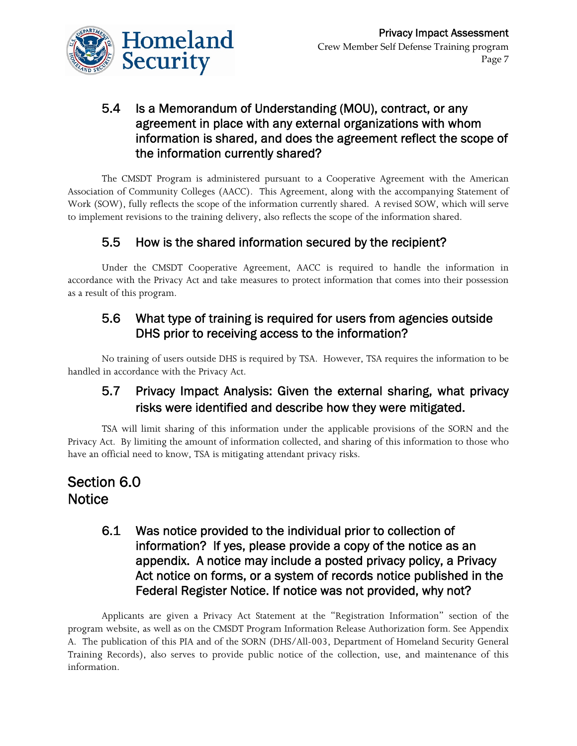### 5.4 Is a Memorandum of Understanding (MOU), contract, or any agreement in place with any external organizations with whom information is shared, and does the agreement reflect the scope of the information currently shared?

The CMSDT Program is administered pursuant to a Cooperative Agreement with the American Association of Community Colleges (AACC). This Agreement, along with the accompanying Statement of Work (SOW), fully reflects the scope of the information currently shared. A revised SOW, which will serve to implement revisions to the training delivery, also reflects the scope of the information shared.

### 5.5 How is the shared information secured by the recipient?

Under the CMSDT Cooperative Agreement, AACC is required to handle the information in accordance with the Privacy Act and take measures to protect information that comes into their possession as a result of this program.

### 5.6 What type of training is required for users from agencies outside DHS prior to receiving access to the information?

No training of users outside DHS is required by TSA. However, TSA requires the information to be handled in accordance with the Privacy Act.

### 5.7 Privacy Impact Analysis: Given the external sharing, what privacy risks were identified and describe how they were mitigated.

TSA will limit sharing of this information under the applicable provisions of the SORN and the Privacy Act. By limiting the amount of information collected, and sharing of this information to those who have an official need to know, TSA is mitigating attendant privacy risks.

## Section 6.0 Notice

### 6.1 Was notice provided to the individual prior to collection of information? If yes, please provide a copy of the notice as an appendix. A notice may include a posted privacy policy, a Privacy Act notice on forms, or a system of records notice published in the Federal Register Notice. If notice was not provided, why not?

Applicants are given a Privacy Act Statement at the "Registration Information" section of the program website, as well as on the CMSDT Program Information Release Authorization form. See Appendix A. The publication of this PIA and of the SORN (DHS/All-003, Department of Homeland Security General Training Records), also serves to provide public notice of the collection, use, and maintenance of this information.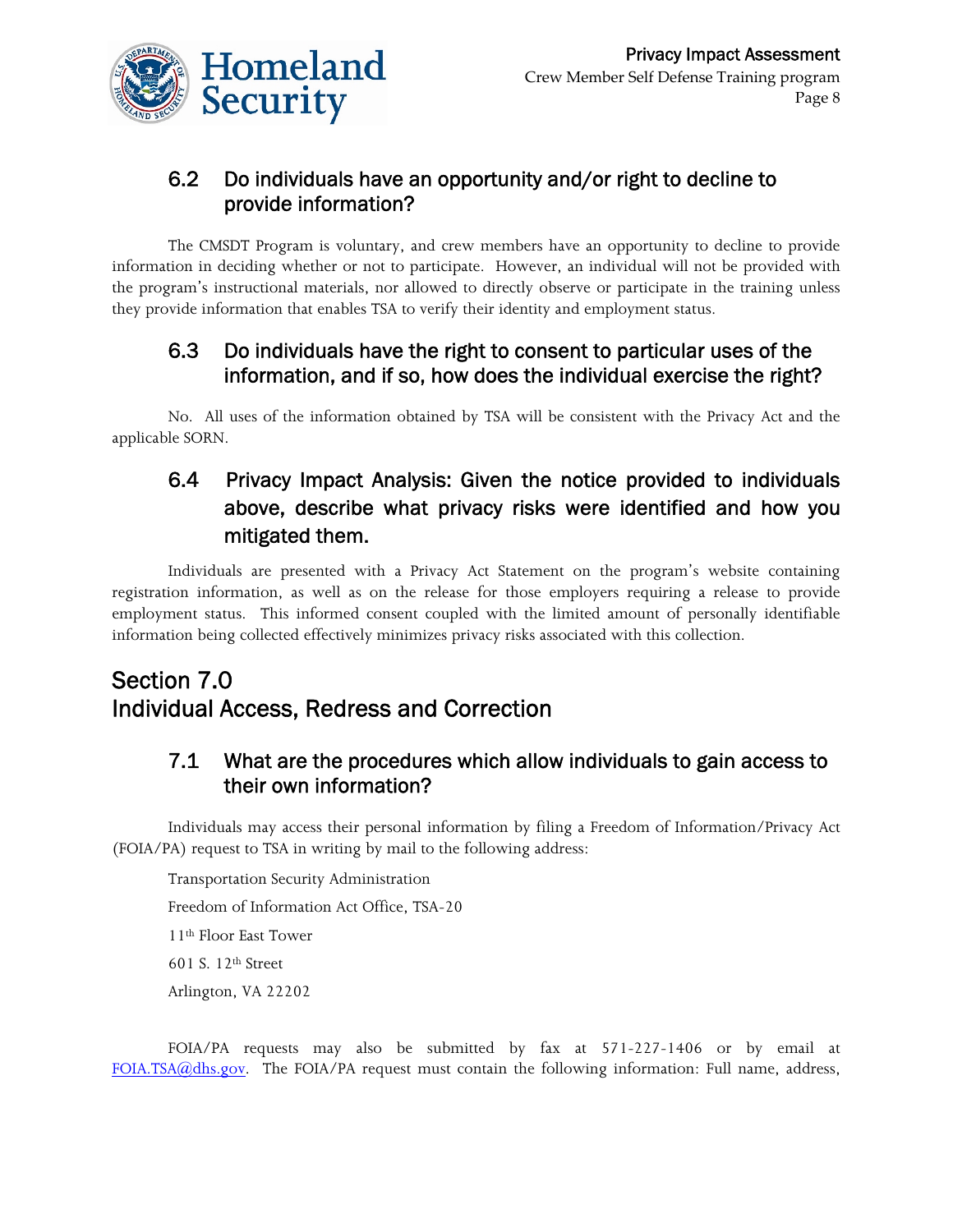### 6.2 Do individuals have an opportunity and/or right to decline to provide information?

The CMSDT Program is voluntary, and crew members have an opportunity to decline to provide information in deciding whether or not to participate. However, an individual will not be provided with the program's instructional materials, nor allowed to directly observe or participate in the training unless they provide information that enables TSA to verify their identity and employment status.

### 6.3 Do individuals have the right to consent to particular uses of the information, and if so, how does the individual exercise the right?

No. All uses of the information obtained by TSA will be consistent with the Privacy Act and the applicable SORN.

### 6.4 Privacy Impact Analysis: Given the notice provided to individuals above, describe what privacy risks were identified and how you mitigated them.

Individuals are presented with a Privacy Act Statement on the program's website containing registration information, as well as on the release for those employers requiring a release to provide employment status. This informed consent coupled with the limited amount of personally identifiable information being collected effectively minimizes privacy risks associated with this collection.

## Section 7.0
## Individual Access, Redress and Correction

### 7.1 What are the procedures which allow individuals to gain access to their own information?

Individuals may access their personal information by filing a Freedom of Information/Privacy Act (FOIA/PA) request to TSA in writing by mail to the following address:

Transportation Security Administration

Freedom of Information Act Office, TSA-20

11th Floor East Tower

601 S. 12th Street

Arlington, VA 22202

FOIA/PA requests may also be submitted by fax at 571-227-1406 or by email at FOIA.TSA@dhs.gov. The FOIA/PA request must contain the following information: Full name, address,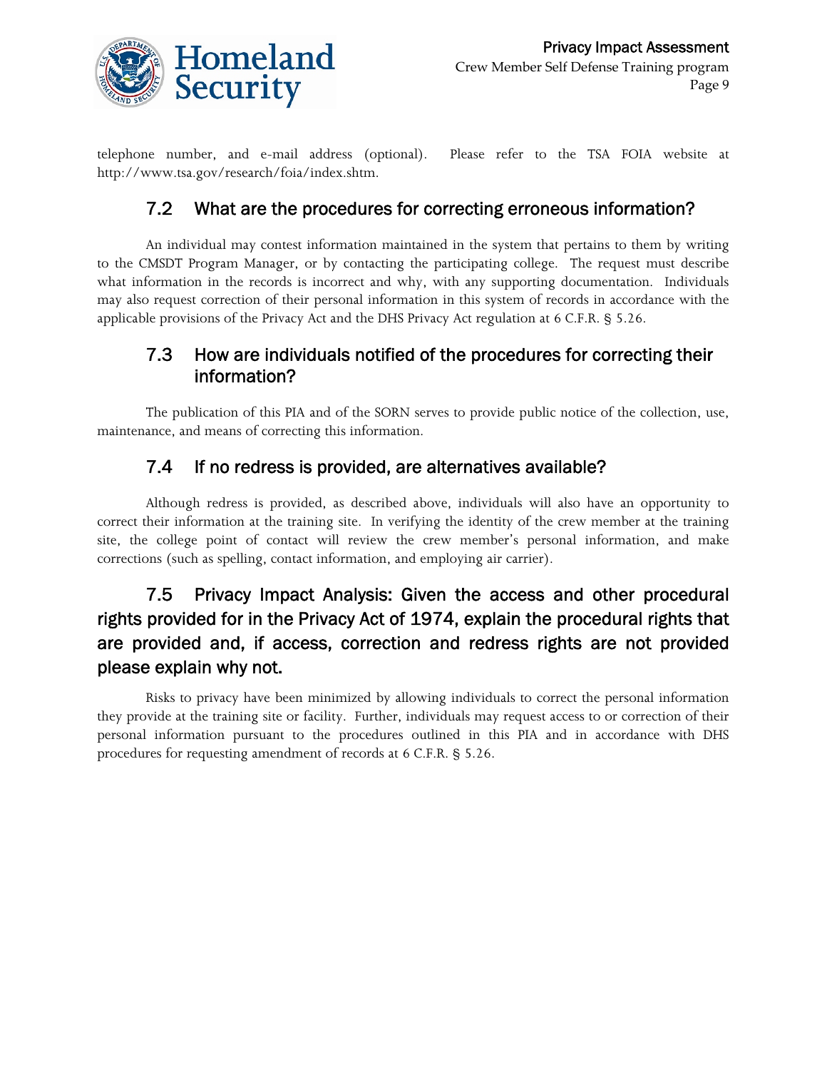telephone number, and e-mail address (optional). Please refer to the TSA FOIA website at http://www.tsa.gov/research/foia/index.shtm.

### 7.2 What are the procedures for correcting erroneous information?

An individual may contest information maintained in the system that pertains to them by writing to the CMSDT Program Manager, or by contacting the participating college. The request must describe what information in the records is incorrect and why, with any supporting documentation. Individuals may also request correction of their personal information in this system of records in accordance with the applicable provisions of the Privacy Act and the DHS Privacy Act regulation at 6 C.F.R. § 5.26.

### 7.3 How are individuals notified of the procedures for correcting their information?

The publication of this PIA and of the SORN serves to provide public notice of the collection, use, maintenance, and means of correcting this information.

### 7.4 If no redress is provided, are alternatives available?

Although redress is provided, as described above, individuals will also have an opportunity to correct their information at the training site. In verifying the identity of the crew member at the training site, the college point of contact will review the crew member's personal information, and make corrections (such as spelling, contact information, and employing air carrier).

### 7.5 Privacy Impact Analysis: Given the access and other procedural rights provided for in the Privacy Act of 1974, explain the procedural rights that are provided and, if access, correction and redress rights are not provided please explain why not.

Risks to privacy have been minimized by allowing individuals to correct the personal information they provide at the training site or facility. Further, individuals may request access to or correction of their personal information pursuant to the procedures outlined in this PIA and in accordance with DHS procedures for requesting amendment of records at 6 C.F.R. § 5.26.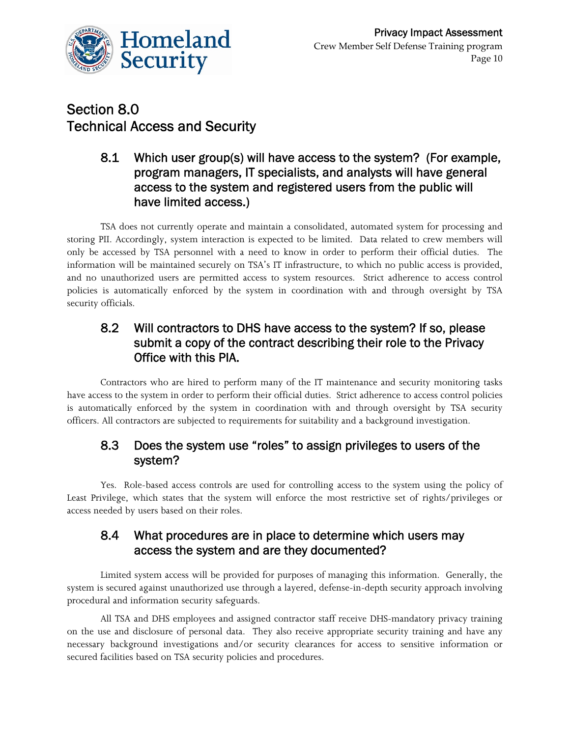# Section 8.0 Technical Access and Security

## 8.1 Which user group(s) will have access to the system? (For example, program managers, IT specialists, and analysts will have general access to the system and registered users from the public will have limited access.)

TSA does not currently operate and maintain a consolidated, automated system for processing and storing PII. Accordingly, system interaction is expected to be limited. Data related to crew members will only be accessed by TSA personnel with a need to know in order to perform their official duties. The information will be maintained securely on TSA's IT infrastructure, to which no public access is provided, and no unauthorized users are permitted access to system resources. Strict adherence to access control policies is automatically enforced by the system in coordination with and through oversight by TSA security officials.

## 8.2 Will contractors to DHS have access to the system? If so, please submit a copy of the contract describing their role to the Privacy Office with this PIA.

Contractors who are hired to perform many of the IT maintenance and security monitoring tasks have access to the system in order to perform their official duties. Strict adherence to access control policies is automatically enforced by the system in coordination with and through oversight by TSA security officers. All contractors are subjected to requirements for suitability and a background investigation.

## 8.3 Does the system use "roles" to assign privileges to users of the system?

Yes. Role-based access controls are used for controlling access to the system using the policy of Least Privilege, which states that the system will enforce the most restrictive set of rights/privileges or access needed by users based on their roles.

## 8.4 What procedures are in place to determine which users may access the system and are they documented?

Limited system access will be provided for purposes of managing this information. Generally, the system is secured against unauthorized use through a layered, defense-in-depth security approach involving procedural and information security safeguards.

All TSA and DHS employees and assigned contractor staff receive DHS-mandatory privacy training on the use and disclosure of personal data. They also receive appropriate security training and have any necessary background investigations and/or security clearances for access to sensitive information or secured facilities based on TSA security policies and procedures.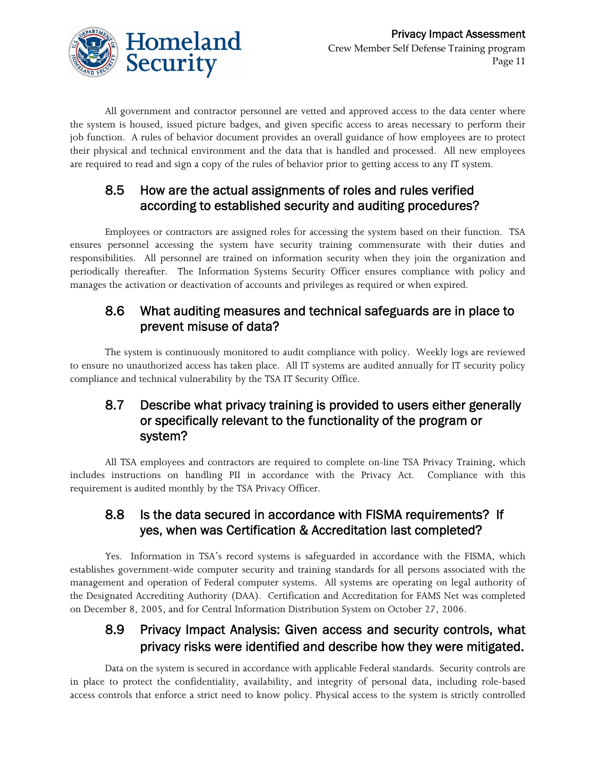All government and contractor personnel are vetted and approved access to the data center where the system is housed, issued picture badges, and given specific access to areas necessary to perform their job function. A rules of behavior document provides an overall guidance of how employees are to protect their physical and technical environment and the data that is handled and processed. All new employees are required to read and sign a copy of the rules of behavior prior to getting access to any IT system.

### 8.5 How are the actual assignments of roles and rules verified according to established security and auditing procedures?

Employees or contractors are assigned roles for accessing the system based on their function. TSA ensures personnel accessing the system have security training commensurate with their duties and responsibilities. All personnel are trained on information security when they join the organization and periodically thereafter. The Information Systems Security Officer ensures compliance with policy and manages the activation or deactivation of accounts and privileges as required or when expired.

### 8.6 What auditing measures and technical safeguards are in place to prevent misuse of data?

The system is continuously monitored to audit compliance with policy. Weekly logs are reviewed to ensure no unauthorized access has taken place. All IT systems are audited annually for IT security policy compliance and technical vulnerability by the TSA IT Security Office.

### 8.7 Describe what privacy training is provided to users either generally or specifically relevant to the functionality of the program or system?

All TSA employees and contractors are required to complete on-line TSA Privacy Training, which includes instructions on handling PII in accordance with the Privacy Act. Compliance with this requirement is audited monthly by the TSA Privacy Officer.

### 8.8 Is the data secured in accordance with FISMA requirements? If yes, when was Certification & Accreditation last completed?

Yes. Information in TSA's record systems is safeguarded in accordance with the FISMA, which establishes government-wide computer security and training standards for all persons associated with the management and operation of Federal computer systems. All systems are operating on legal authority of the Designated Accrediting Authority (DAA). Certification and Accreditation for FAMS Net was completed on December 8, 2005, and for Central Information Distribution System on October 27, 2006.

### 8.9 Privacy Impact Analysis: Given access and security controls, what privacy risks were identified and describe how they were mitigated.

Data on the system is secured in accordance with applicable Federal standards. Security controls are in place to protect the confidentiality, availability, and integrity of personal data, including role-based access controls that enforce a strict need to know policy. Physical access to the system is strictly controlled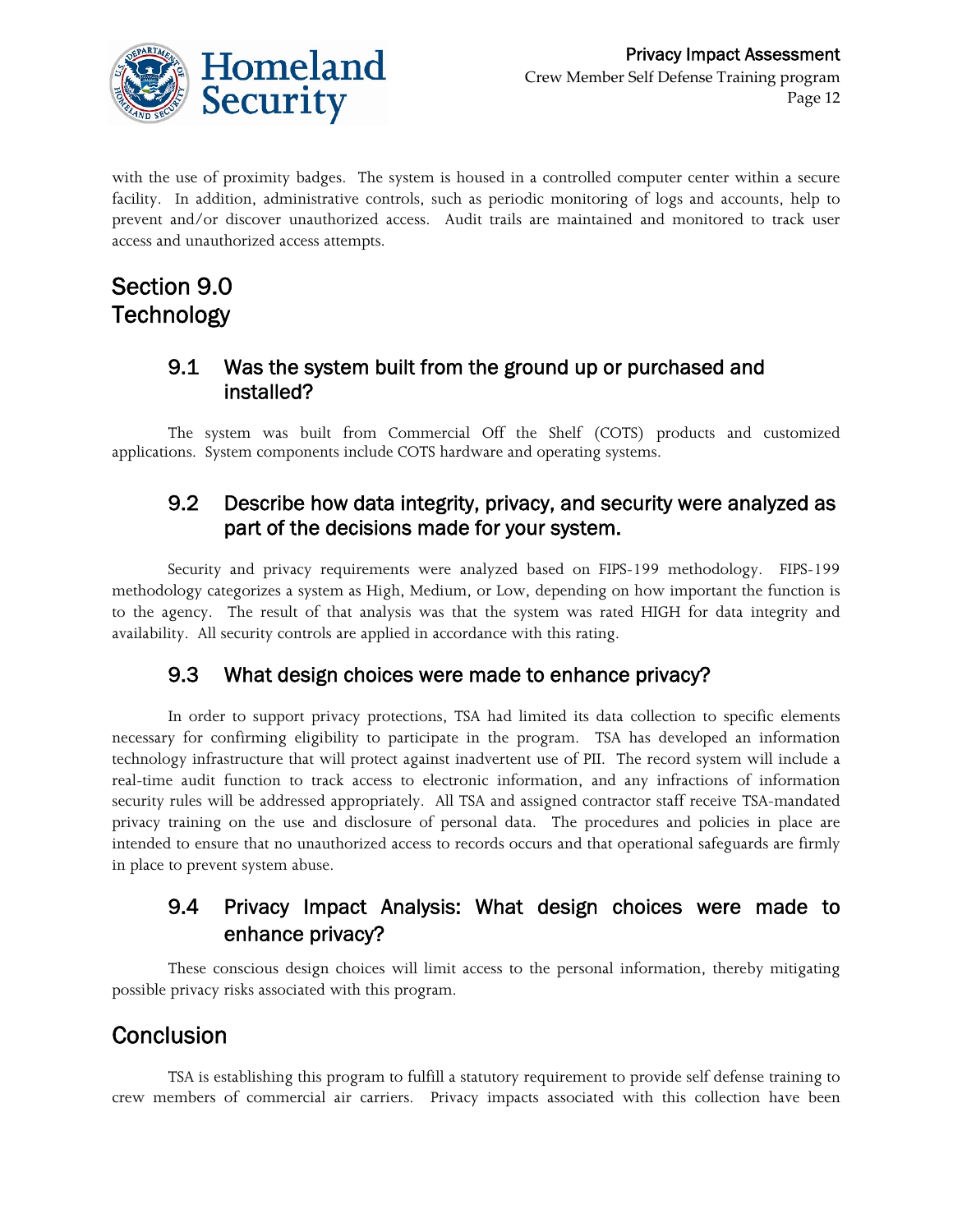with the use of proximity badges. The system is housed in a controlled computer center within a secure facility. In addition, administrative controls, such as periodic monitoring of logs and accounts, help to prevent and/or discover unauthorized access. Audit trails are maintained and monitored to track user access and unauthorized access attempts.

# Section 9.0 Technology

## 9.1 Was the system built from the ground up or purchased and installed?

The system was built from Commercial Off the Shelf (COTS) products and customized applications. System components include COTS hardware and operating systems.

## 9.2 Describe how data integrity, privacy, and security were analyzed as part of the decisions made for your system.

Security and privacy requirements were analyzed based on FIPS-199 methodology. FIPS-199 methodology categorizes a system as High, Medium, or Low, depending on how important the function is to the agency. The result of that analysis was that the system was rated HIGH for data integrity and availability. All security controls are applied in accordance with this rating.

## 9.3 What design choices were made to enhance privacy?

In order to support privacy protections, TSA had limited its data collection to specific elements necessary for confirming eligibility to participate in the program. TSA has developed an information technology infrastructure that will protect against inadvertent use of PII. The record system will include a real-time audit function to track access to electronic information, and any infractions of information security rules will be addressed appropriately. All TSA and assigned contractor staff receive TSA-mandated privacy training on the use and disclosure of personal data. The procedures and policies in place are intended to ensure that no unauthorized access to records occurs and that operational safeguards are firmly in place to prevent system abuse.

## 9.4 Privacy Impact Analysis: What design choices were made to enhance privacy?

These conscious design choices will limit access to the personal information, thereby mitigating possible privacy risks associated with this program.

# Conclusion

TSA is establishing this program to fulfill a statutory requirement to provide self defense training to crew members of commercial air carriers. Privacy impacts associated with this collection have been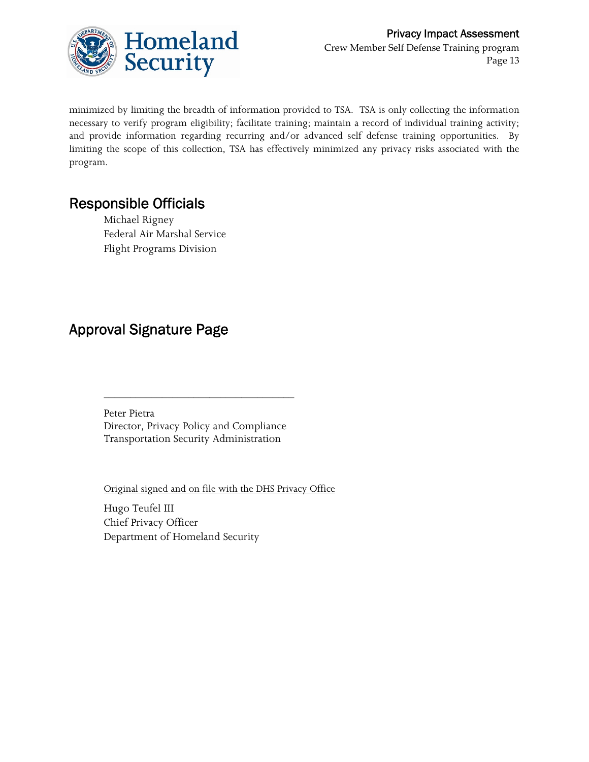minimized by limiting the breadth of information provided to TSA. TSA is only collecting the information necessary to verify program eligibility; facilitate training; maintain a record of individual training activity; and provide information regarding recurring and/or advanced self defense training opportunities. By limiting the scope of this collection, TSA has effectively minimized any privacy risks associated with the program.

## Responsible Officials

Michael Rigney
Federal Air Marshal Service
Flight Programs Division

## Approval Signature Page

________________________________

Peter Pietra
Director, Privacy Policy and Compliance
Transportation Security Administration

Original signed and on file with the DHS Privacy Office

Hugo Teufel III
Chief Privacy Officer
Department of Homeland Security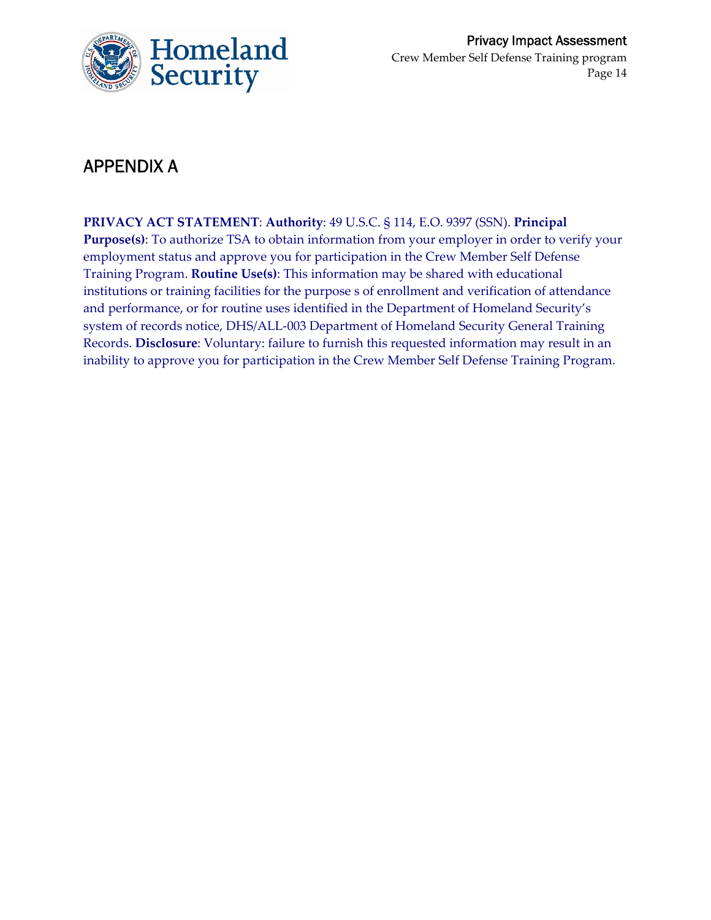# APPENDIX A

**PRIVACY ACT STATEMENT**: **Authority**: 49 U.S.C. § 114, E.O. 9397 (SSN). **Principal Purpose(s)**: To authorize TSA to obtain information from your employer in order to verify your employment status and approve you for participation in the Crew Member Self Defense Training Program. **Routine Use(s)**: This information may be shared with educational institutions or training facilities for the purpose s of enrollment and verification of attendance and performance, or for routine uses identified in the Department of Homeland Security's system of records notice, DHS/ALL-003 Department of Homeland Security General Training Records. **Disclosure**: Voluntary: failure to furnish this requested information may result in an inability to approve you for participation in the Crew Member Self Defense Training Program.